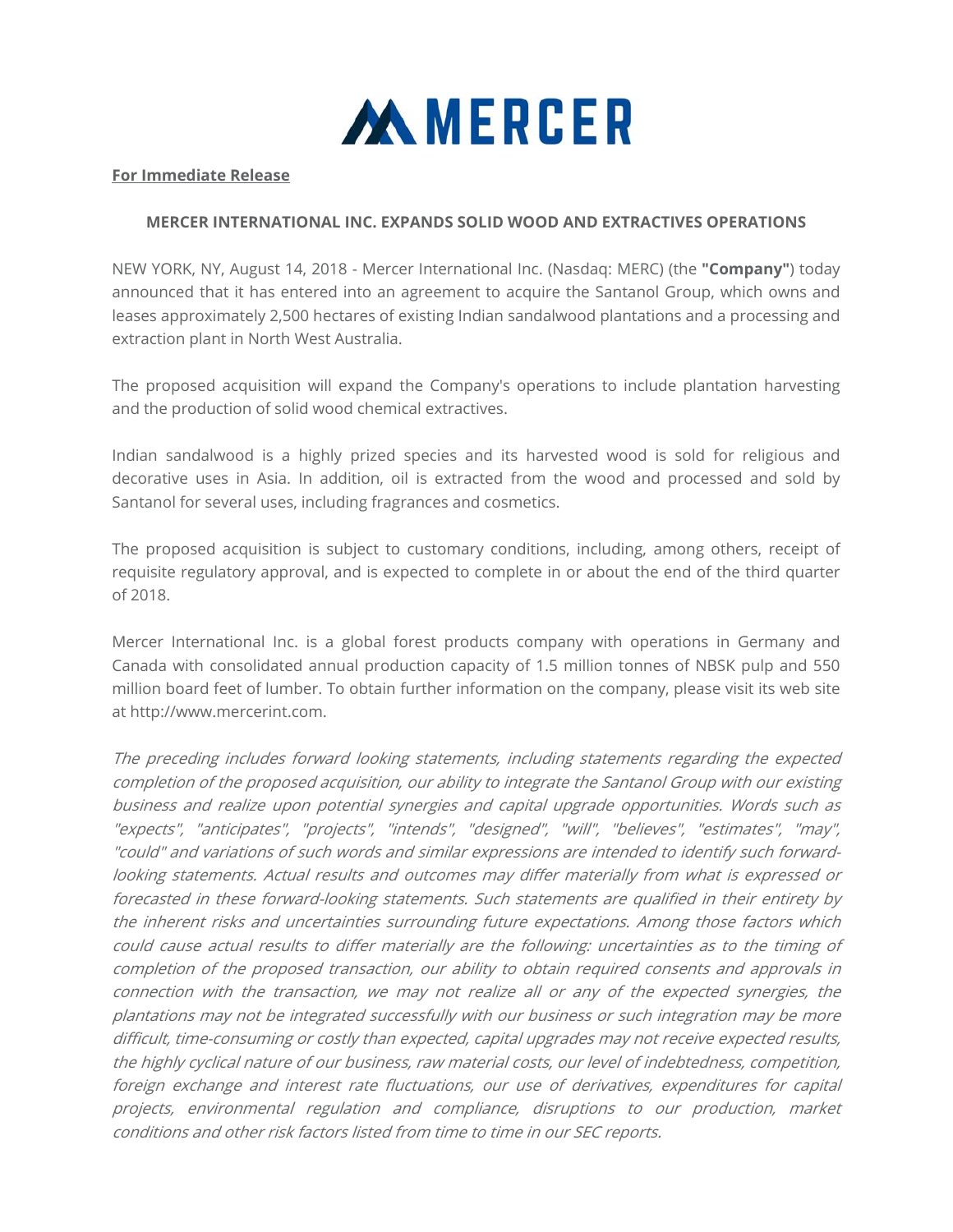MERCER

**For Immediate Release**

## MERCER INTERNATIONAL INC. EXPANDS SOLID WOOD AND EXTRACTIVES OPERATIONS

NEW YORK, NY, August 14, 2018 - Mercer International Inc. (Nasdaq: MERC) (the **"Company"**) today announced that it has entered into an agreement to acquire the Santanol Group, which owns and leases approximately 2,500 hectares of existing Indian sandalwood plantations and a processing and extraction plant in North West Australia.

The proposed acquisition will expand the Company's operations to include plantation harvesting and the production of solid wood chemical extractives.

Indian sandalwood is a highly prized species and its harvested wood is sold for religious and decorative uses in Asia. In addition, oil is extracted from the wood and processed and sold by Santanol for several uses, including fragrances and cosmetics.

The proposed acquisition is subject to customary conditions, including, among others, receipt of requisite regulatory approval, and is expected to complete in or about the end of the third quarter of 2018.

Mercer International Inc. is a global forest products company with operations in Germany and Canada with consolidated annual production capacity of 1.5 million tonnes of NBSK pulp and 550 million board feet of lumber. To obtain further information on the company, please visit its web site at http://www.mercerint.com.

*The preceding includes forward looking statements, including statements regarding the expected completion of the proposed acquisition, our ability to integrate the Santanol Group with our existing business and realize upon potential synergies and capital upgrade opportunities. Words such as "expects", "anticipates", "projects", "intends", "designed", "will", "believes", "estimates", "may", "could" and variations of such words and similar expressions are intended to identify such forward-looking statements. Actual results and outcomes may differ materially from what is expressed or forecasted in these forward-looking statements. Such statements are qualified in their entirety by the inherent risks and uncertainties surrounding future expectations. Among those factors which could cause actual results to differ materially are the following: uncertainties as to the timing of completion of the proposed transaction, our ability to obtain required consents and approvals in connection with the transaction, we may not realize all or any of the expected synergies, the plantations may not be integrated successfully with our business or such integration may be more difficult, time-consuming or costly than expected, capital upgrades may not receive expected results, the highly cyclical nature of our business, raw material costs, our level of indebtedness, competition, foreign exchange and interest rate fluctuations, our use of derivatives, expenditures for capital projects, environmental regulation and compliance, disruptions to our production, market conditions and other risk factors listed from time to time in our SEC reports.*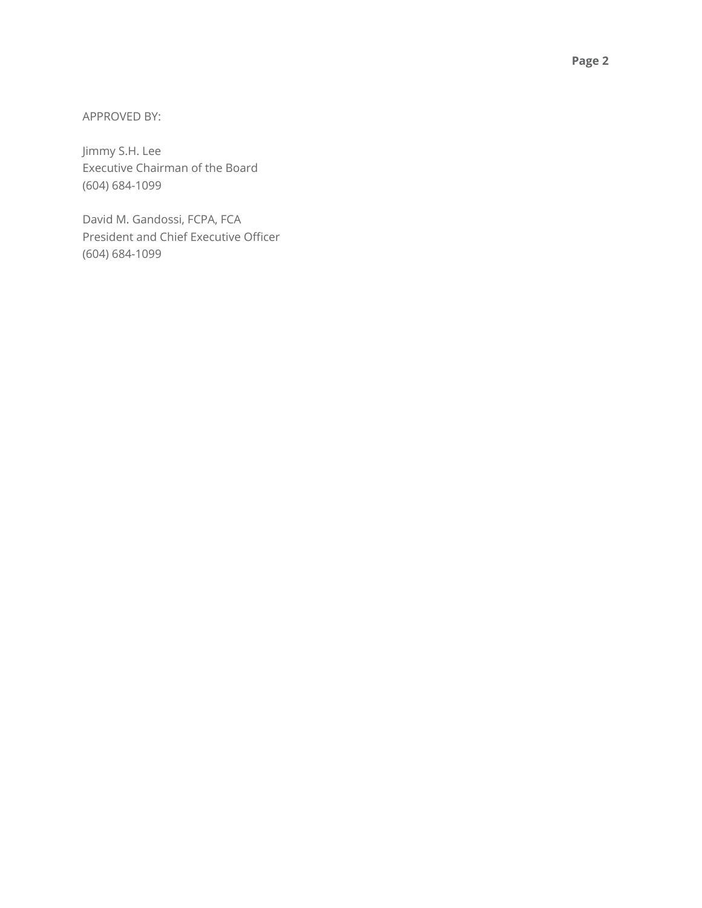APPROVED BY:

Jimmy S.H. Lee
Executive Chairman of the Board
(604) 684-1099

David M. Gandossi, FCPA, FCA
President and Chief Executive Officer
(604) 684-1099